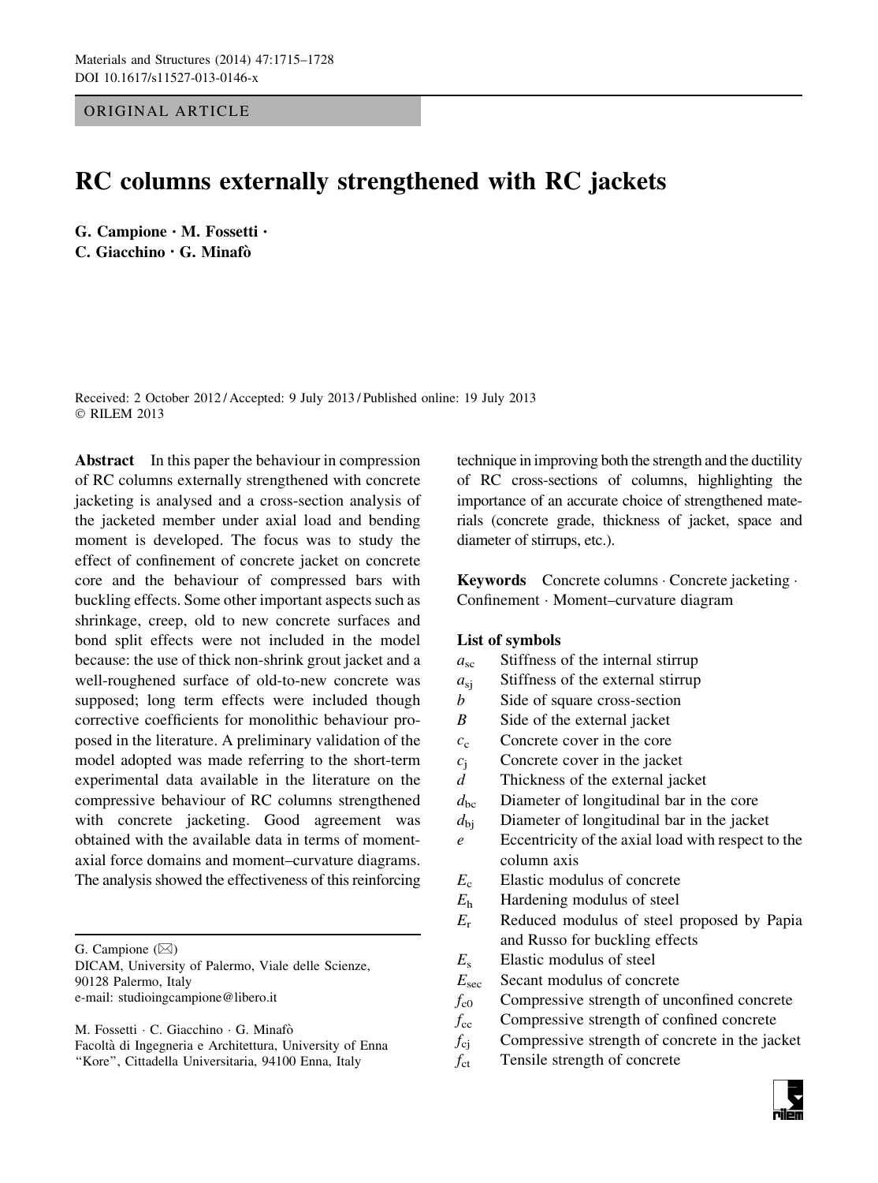ORIGINAL ARTICLE

# RC columns externally strengthened with RC jackets

**G. Campione · M. Fossetti · C. Giacchino · G. Minafò**

Received: 2 October 2012 / Accepted: 9 July 2013 / Published online: 19 July 2013
© RILEM 2013

**Abstract** In this paper the behaviour in compression of RC columns externally strengthened with concrete jacketing is analysed and a cross-section analysis of the jacketed member under axial load and bending moment is developed. The focus was to study the effect of confinement of concrete jacket on concrete core and the behaviour of compressed bars with buckling effects. Some other important aspects such as shrinkage, creep, old to new concrete surfaces and bond split effects were not included in the model because: the use of thick non-shrink grout jacket and a well-roughened surface of old-to-new concrete was supposed; long term effects were included though corrective coefficients for monolithic behaviour proposed in the literature. A preliminary validation of the model adopted was made referring to the short-term experimental data available in the literature on the compressive behaviour of RC columns strengthened with concrete jacketing. Good agreement was obtained with the available data in terms of moment-axial force domains and moment–curvature diagrams. The analysis showed the effectiveness of this reinforcing technique in improving both the strength and the ductility of RC cross-sections of columns, highlighting the importance of an accurate choice of strengthened materials (concrete grade, thickness of jacket, space and diameter of stirrups, etc.).

**Keywords** Concrete columns · Concrete jacketing · Confinement · Moment–curvature diagram

G. Campione (✉)
DICAM, University of Palermo, Viale delle Scienze, 90128 Palermo, Italy
e-mail: studioingcampione@libero.it

M. Fossetti · C. Giacchino · G. Minafò
Facoltà di Ingegneria e Architettura, University of Enna "Kore", Cittadella Universitaria, 94100 Enna, Italy

**List of symbols**

- $a_{sc}$ Stiffness of the internal stirrup
- $a_{sj}$ Stiffness of the external stirrup
- $b$ Side of square cross-section
- $B$ Side of the external jacket
- $c_c$ Concrete cover in the core
- $c_j$ Concrete cover in the jacket
- $d$ Thickness of the external jacket
- $d_{bc}$ Diameter of longitudinal bar in the core
- $d_{bj}$ Diameter of longitudinal bar in the jacket
- $e$ Eccentricity of the axial load with respect to the column axis
- $E_c$ Elastic modulus of concrete
- $E_h$ Hardening modulus of steel
- $E_r$ Reduced modulus of steel proposed by Papia and Russo for buckling effects
- $E_s$ Elastic modulus of steel
- $E_{sec}$ Secant modulus of concrete
- $f_{c0}$ Compressive strength of unconfined concrete
- $f_{cc}$ Compressive strength of confined concrete
- $f_{cj}$ Compressive strength of concrete in the jacket
- $f_{ct}$ Tensile strength of concrete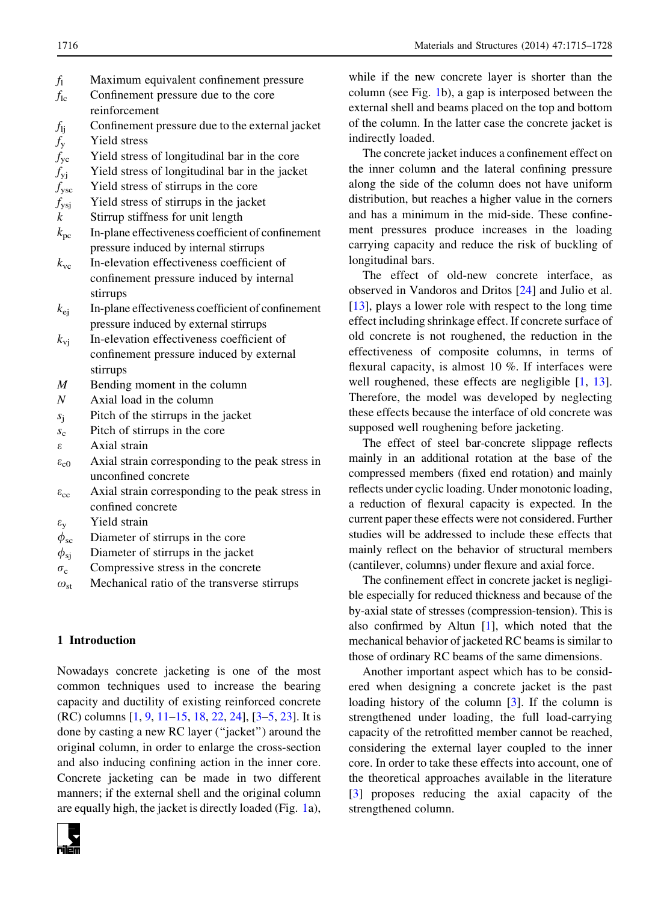$f_l$ Maximum equivalent confinement pressure

$f_{lc}$ Confinement pressure due to the core reinforcement

$f_{lj}$ Confinement pressure due to the external jacket

$f_y$ Yield stress

$f_{yc}$ Yield stress of longitudinal bar in the core

$f_{yj}$ Yield stress of longitudinal bar in the jacket

$f_{ysc}$ Yield stress of stirrups in the core

$f_{ysj}$ Yield stress of stirrups in the jacket

$k$ Stirrup stiffness for unit length

$k_{pc}$ In-plane effectiveness coefficient of confinement pressure induced by internal stirrups

$k_{vc}$ In-elevation effectiveness coefficient of confinement pressure induced by internal stirrups

$k_{ej}$ In-plane effectiveness coefficient of confinement pressure induced by external stirrups

$k_{vj}$ In-elevation effectiveness coefficient of confinement pressure induced by external stirrups

$M$ Bending moment in the column

$N$ Axial load in the column

$s_j$ Pitch of the stirrups in the jacket

$s_c$ Pitch of stirrups in the core

$\varepsilon$ Axial strain

$\varepsilon_{c0}$ Axial strain corresponding to the peak stress in unconfined concrete

$\varepsilon_{cc}$ Axial strain corresponding to the peak stress in confined concrete

$\varepsilon_y$ Yield strain

$\phi_{sc}$ Diameter of stirrups in the core

$\phi_{sj}$ Diameter of stirrups in the jacket

$\sigma_c$ Compressive stress in the concrete

$\omega_{st}$ Mechanical ratio of the transverse stirrups

## 1 Introduction

Nowadays concrete jacketing is one of the most common techniques used to increase the bearing capacity and ductility of existing reinforced concrete (RC) columns [1, 9, 11–15, 18, 22, 24], [3–5, 23]. It is done by casting a new RC layer ("jacket") around the original column, in order to enlarge the cross-section and also inducing confining action in the inner core. Concrete jacketing can be made in two different manners; if the external shell and the original column are equally high, the jacket is directly loaded (Fig. 1a), while if the new concrete layer is shorter than the column (see Fig. 1b), a gap is interposed between the external shell and beams placed on the top and bottom of the column. In the latter case the concrete jacket is indirectly loaded.

The concrete jacket induces a confinement effect on the inner column and the lateral confining pressure along the side of the column does not have uniform distribution, but reaches a higher value in the corners and has a minimum in the mid-side. These confinement pressures produce increases in the loading carrying capacity and reduce the risk of buckling of longitudinal bars.

The effect of old-new concrete interface, as observed in Vandoros and Dritos [24] and Julio et al. [13], plays a lower role with respect to the long time effect including shrinkage effect. If concrete surface of old concrete is not roughened, the reduction in the effectiveness of composite columns, in terms of flexural capacity, is almost 10 %. If interfaces were well roughened, these effects are negligible [1, 13]. Therefore, the model was developed by neglecting these effects because the interface of old concrete was supposed well roughening before jacketing.

The effect of steel bar-concrete slippage reflects mainly in an additional rotation at the base of the compressed members (fixed end rotation) and mainly reflects under cyclic loading. Under monotonic loading, a reduction of flexural capacity is expected. In the current paper these effects were not considered. Further studies will be addressed to include these effects that mainly reflect on the behavior of structural members (cantilever, columns) under flexure and axial force.

The confinement effect in concrete jacket is negligible especially for reduced thickness and because of the by-axial state of stresses (compression-tension). This is also confirmed by Altun [1], which noted that the mechanical behavior of jacketed RC beams is similar to those of ordinary RC beams of the same dimensions.

Another important aspect which has to be considered when designing a concrete jacket is the past loading history of the column [3]. If the column is strengthened under loading, the full load-carrying capacity of the retrofitted member cannot be reached, considering the external layer coupled to the inner core. In order to take these effects into account, one of the theoretical approaches available in the literature [3] proposes reducing the axial capacity of the strengthened column.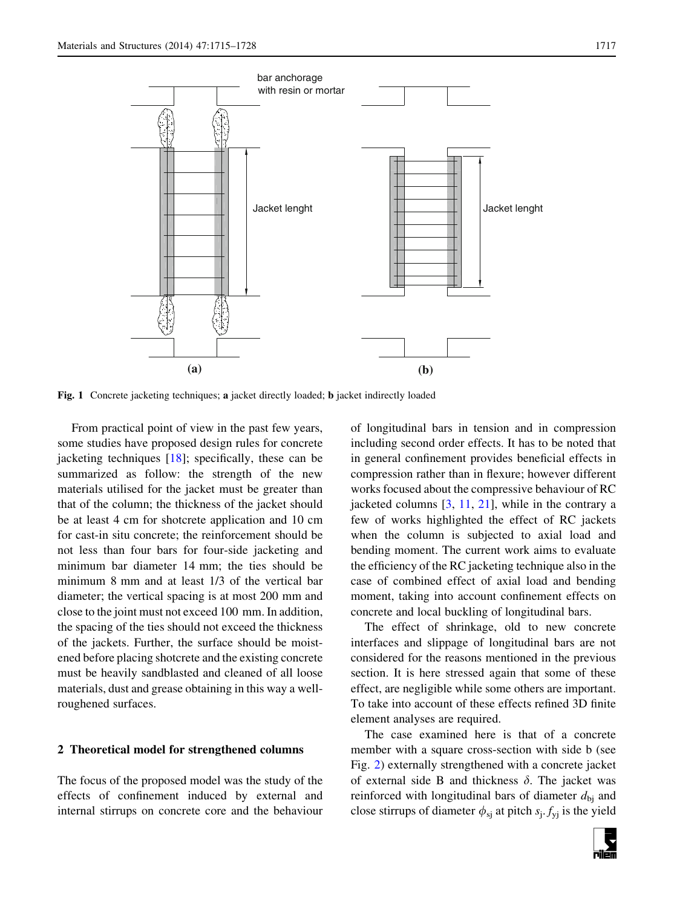Fig. 1 Concrete jacketing techniques; **a** jacket directly loaded; **b** jacket indirectly loaded

From practical point of view in the past few years, some studies have proposed design rules for concrete jacketing techniques [18]; specifically, these can be summarized as follow: the strength of the new materials utilised for the jacket must be greater than that of the column; the thickness of the jacket should be at least 4 cm for shotcrete application and 10 cm for cast-in situ concrete; the reinforcement should be not less than four bars for four-side jacketing and minimum bar diameter 14 mm; the ties should be minimum 8 mm and at least 1/3 of the vertical bar diameter; the vertical spacing is at most 200 mm and close to the joint must not exceed 100 mm. In addition, the spacing of the ties should not exceed the thickness of the jackets. Further, the surface should be moistened before placing shotcrete and the existing concrete must be heavily sandblasted and cleaned of all loose materials, dust and grease obtaining in this way a well-roughened surfaces.

## 2 Theoretical model for strengthened columns

The focus of the proposed model was the study of the effects of confinement induced by external and internal stirrups on concrete core and the behaviour of longitudinal bars in tension and in compression including second order effects. It has to be noted that in general confinement provides beneficial effects in compression rather than in flexure; however different works focused about the compressive behaviour of RC jacketed columns [3, 11, 21], while in the contrary a few of works highlighted the effect of RC jackets when the column is subjected to axial load and bending moment. The current work aims to evaluate the efficiency of the RC jacketing technique also in the case of combined effect of axial load and bending moment, taking into account confinement effects on concrete and local buckling of longitudinal bars.

The effect of shrinkage, old to new concrete interfaces and slippage of longitudinal bars are not considered for the reasons mentioned in the previous section. It is here stressed again that some of these effect, are negligible while some others are important. To take into account of these effects refined 3D finite element analyses are required.

The case examined here is that of a concrete member with a square cross-section with side b (see Fig. 2) externally strengthened with a concrete jacket of external side B and thickness $\delta$. The jacket was reinforced with longitudinal bars of diameter $d_{bj}$ and close stirrups of diameter $\phi_{sj}$ at pitch $s_j$. $f_{yj}$ is the yield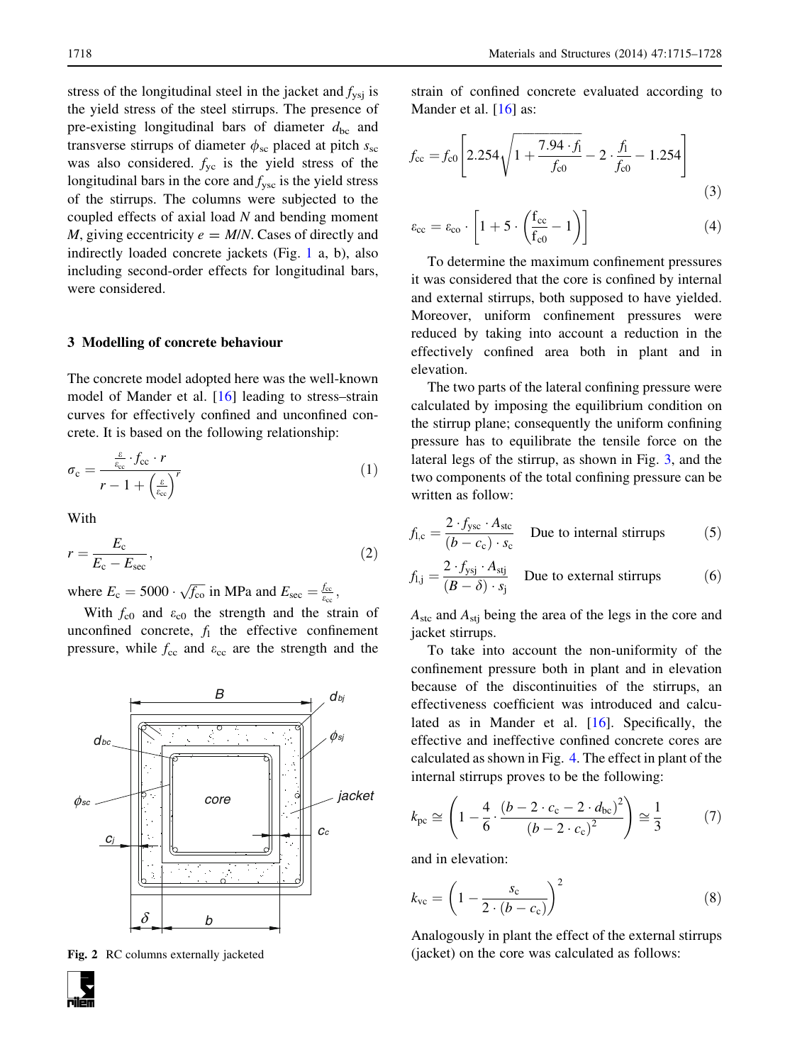stress of the longitudinal steel in the jacket and $f_{ysj}$ is the yield stress of the steel stirrups. The presence of pre-existing longitudinal bars of diameter $d_{bc}$ and transverse stirrups of diameter $\phi_{sc}$ placed at pitch $s_{sc}$ was also considered. $f_{yc}$ is the yield stress of the longitudinal bars in the core and $f_{ysc}$ is the yield stress of the stirrups. The columns were subjected to the coupled effects of axial load $N$ and bending moment $M$, giving eccentricity $e = M/N$. Cases of directly and indirectly loaded concrete jackets (Fig. 1 a, b), also including second-order effects for longitudinal bars, were considered.

## 3 Modelling of concrete behaviour

The concrete model adopted here was the well-known model of Mander et al. [16] leading to stress–strain curves for effectively confined and unconfined concrete. It is based on the following relationship:

$$\sigma_c = \frac{\frac{\varepsilon}{\varepsilon_{cc}} \cdot f_{cc} \cdot r}{r - 1 + \left(\frac{\varepsilon}{\varepsilon_{cc}}\right)^r} \tag{1}$$

With

$$r = \frac{E_c}{E_c - E_{sec}}, \tag{2}$$

where $E_c = 5000 \cdot \sqrt{f_{c0}}$ in MPa and $E_{sec} = \frac{f_{cc}}{\varepsilon_{cc}}$,

With $f_{c0}$ and $\varepsilon_{c0}$ the strength and the strain of unconfined concrete, $f_l$ the effective confinement pressure, while $f_{cc}$ and $\varepsilon_{cc}$ are the strength and the strain of confined concrete evaluated according to Mander et al. [16] as:

$$f_{cc} = f_{c0}\left[2.254\sqrt{1 + \frac{7.94 \cdot f_l}{f_{c0}}} - 2 \cdot \frac{f_l}{f_{c0}} - 1.254\right] \tag{3}$$

$$\varepsilon_{cc} = \varepsilon_{co} \cdot \left[1 + 5 \cdot \left(\frac{f_{cc}}{f_{c0}} - 1\right)\right] \tag{4}$$

Fig. 2 RC columns externally jacketed

To determine the maximum confinement pressures it was considered that the core is confined by internal and external stirrups, both supposed to have yielded. Moreover, uniform confinement pressures were reduced by taking into account a reduction in the effectively confined area both in plant and in elevation.

The two parts of the lateral confining pressure were calculated by imposing the equilibrium condition on the stirrup plane; consequently the uniform confining pressure has to equilibrate the tensile force on the lateral legs of the stirrup, as shown in Fig. 3, and the two components of the total confining pressure can be written as follow:

$$f_{l,c} = \frac{2 \cdot f_{ysc} \cdot A_{stc}}{(b - c_c) \cdot s_c} \quad \text{Due to internal stirrups} \tag{5}$$

$$f_{l,j} = \frac{2 \cdot f_{ysj} \cdot A_{stj}}{(B - \delta) \cdot s_j} \quad \text{Due to external stirrups} \tag{6}$$

$A_{stc}$ and $A_{stj}$ being the area of the legs in the core and jacket stirrups.

To take into account the non-uniformity of the confinement pressure both in plant and in elevation because of the discontinuities of the stirrups, an effectiveness coefficient was introduced and calculated as in Mander et al. [16]. Specifically, the effective and ineffective confined concrete cores are calculated as shown in Fig. 4. The effect in plant of the internal stirrups proves to be the following:

$$k_{pc} \cong \left(1 - \frac{4}{6} \cdot \frac{(b - 2 \cdot c_c - 2 \cdot d_{bc})^2}{(b - 2 \cdot c_c)^2}\right) \cong \frac{1}{3} \tag{7}$$

and in elevation:

$$k_{vc} = \left(1 - \frac{s_c}{2 \cdot (b - c_c)}\right)^2 \tag{8}$$

Analogously in plant the effect of the external stirrups (jacket) on the core was calculated as follows: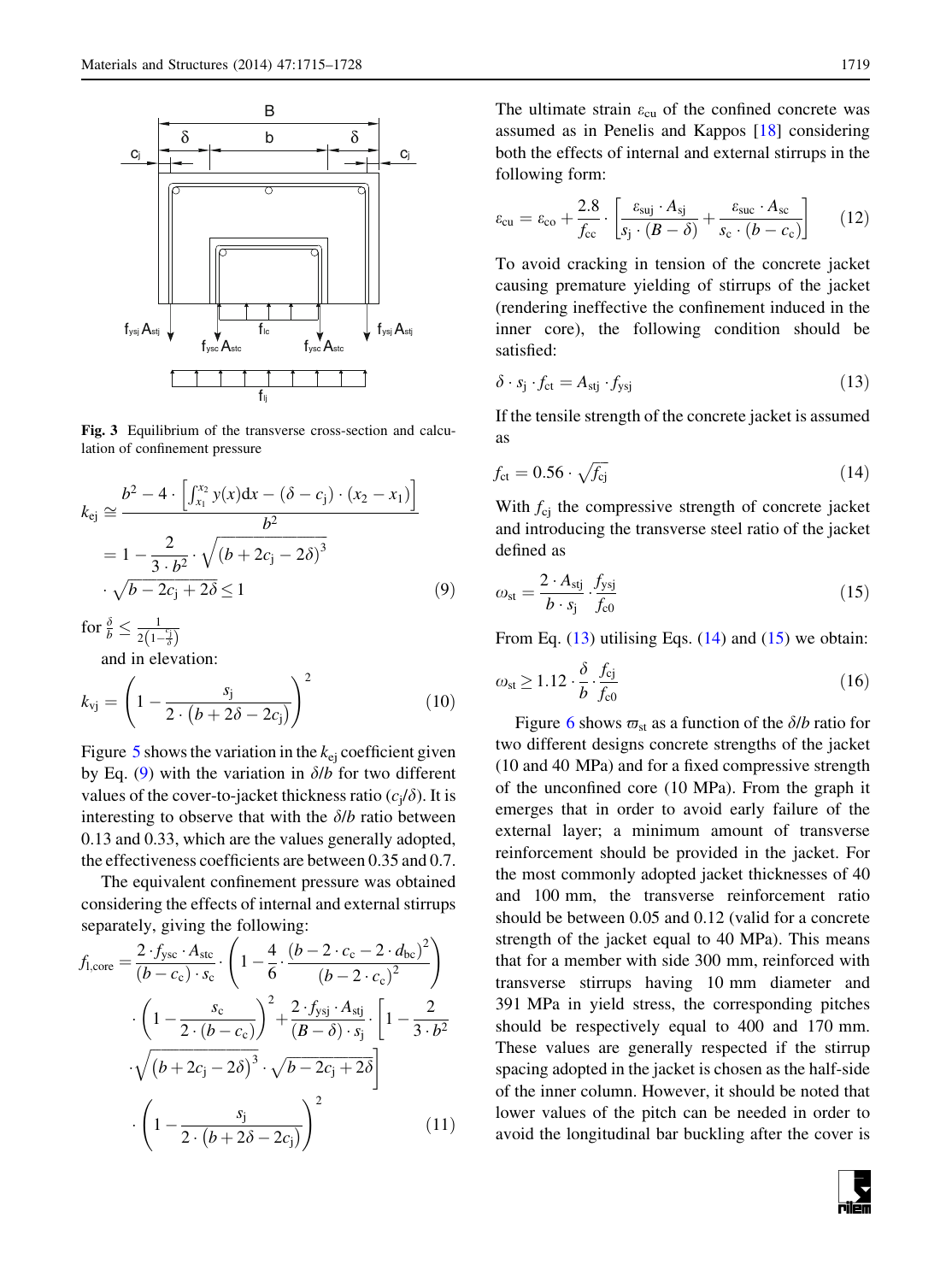Fig. 3 Equilibrium of the transverse cross-section and calculation of confinement pressure

$$k_{\mathrm{ej}} \cong \frac{b^2 - 4 \cdot \left[ \int_{x_1}^{x_2} y(x)\mathrm{d}x - (\delta - c_{\mathrm{j}}) \cdot (x_2 - x_1) \right]}{b^2} = 1 - \frac{2}{3 \cdot b^2} \cdot \sqrt{(b + 2c_{\mathrm{j}} - 2\delta)^3} \cdot \sqrt{b - 2c_{\mathrm{j}} + 2\delta} \leq 1 \tag{9}$$

for $\frac{\delta}{b} \leq \frac{1}{2\left(1 - \frac{c_{\mathrm{j}}}{\delta}\right)}$

and in elevation:

$$k_{\mathrm{vj}} = \left( 1 - \frac{s_{\mathrm{j}}}{2 \cdot (b + 2\delta - 2c_{\mathrm{j}})} \right)^2 \tag{10}$$

Figure 5 shows the variation in the $k_{\mathrm{ej}}$ coefficient given by Eq. (9) with the variation in $\delta/b$ for two different values of the cover-to-jacket thickness ratio ($c_{\mathrm{j}}/\delta$). It is interesting to observe that with the $\delta/b$ ratio between 0.13 and 0.33, which are the values generally adopted, the effectiveness coefficients are between 0.35 and 0.7.

The equivalent confinement pressure was obtained considering the effects of internal and external stirrups separately, giving the following:

$$f_{\mathrm{l,core}} = \frac{2 \cdot f_{\mathrm{ysc}} \cdot A_{\mathrm{stc}}}{(b - c_{\mathrm{c}}) \cdot s_{\mathrm{c}}} \cdot \left( 1 - \frac{4}{6} \cdot \frac{(b - 2 \cdot c_{\mathrm{c}} - 2 \cdot d_{\mathrm{bc}})^2}{(b - 2 \cdot c_{\mathrm{c}})^2} \right) \cdot \left( 1 - \frac{s_{\mathrm{c}}}{2 \cdot (b - c_{\mathrm{c}})} \right)^2 + \frac{2 \cdot f_{\mathrm{ysj}} \cdot A_{\mathrm{stj}}}{(B - \delta) \cdot s_{\mathrm{j}}} \cdot \left[ 1 - \frac{2}{3 \cdot b^2} \cdot \sqrt{(b + 2c_{\mathrm{j}} - 2\delta)^3} \cdot \sqrt{b - 2c_{\mathrm{j}} + 2\delta} \right] \cdot \left( 1 - \frac{s_{\mathrm{j}}}{2 \cdot (b + 2\delta - 2c_{\mathrm{j}})} \right)^2 \tag{11}$$

The ultimate strain $\varepsilon_{\mathrm{cu}}$ of the confined concrete was assumed as in Penelis and Kappos [18] considering both the effects of internal and external stirrups in the following form:

$$\varepsilon_{\mathrm{cu}} = \varepsilon_{\mathrm{co}} + \frac{2.8}{f_{\mathrm{cc}}} \cdot \left[ \frac{\varepsilon_{\mathrm{suj}} \cdot A_{\mathrm{sj}}}{s_{\mathrm{j}} \cdot (B - \delta)} + \frac{\varepsilon_{\mathrm{suc}} \cdot A_{\mathrm{sc}}}{s_{\mathrm{c}} \cdot (b - c_{\mathrm{c}})} \right] \tag{12}$$

To avoid cracking in tension of the concrete jacket causing premature yielding of stirrups of the jacket (rendering ineffective the confinement induced in the inner core), the following condition should be satisfied:

$$\delta \cdot s_{\mathrm{j}} \cdot f_{\mathrm{ct}} = A_{\mathrm{stj}} \cdot f_{\mathrm{ysj}} \tag{13}$$

If the tensile strength of the concrete jacket is assumed as

$$f_{\mathrm{ct}} = 0.56 \cdot \sqrt{f_{\mathrm{cj}}} \tag{14}$$

With $f_{\mathrm{cj}}$ the compressive strength of concrete jacket and introducing the transverse steel ratio of the jacket defined as

$$\omega_{\mathrm{st}} = \frac{2 \cdot A_{\mathrm{stj}}}{b \cdot s_{\mathrm{j}}} \cdot \frac{f_{\mathrm{ysj}}}{f_{\mathrm{c0}}} \tag{15}$$

From Eq. (13) utilising Eqs. (14) and (15) we obtain:

$$\omega_{\mathrm{st}} \geq 1.12 \cdot \frac{\delta}{b} \cdot \frac{f_{\mathrm{cj}}}{f_{\mathrm{c0}}} \tag{16}$$

Figure 6 shows $\varpi_{\mathrm{st}}$ as a function of the $\delta/b$ ratio for two different designs concrete strengths of the jacket (10 and 40 MPa) and for a fixed compressive strength of the unconfined core (10 MPa). From the graph it emerges that in order to avoid early failure of the external layer; a minimum amount of transverse reinforcement should be provided in the jacket. For the most commonly adopted jacket thicknesses of 40 and 100 mm, the transverse reinforcement ratio should be between 0.05 and 0.12 (valid for a concrete strength of the jacket equal to 40 MPa). This means that for a member with side 300 mm, reinforced with transverse stirrups having 10 mm diameter and 391 MPa in yield stress, the corresponding pitches should be respectively equal to 400 and 170 mm. These values are generally respected if the stirrup spacing adopted in the jacket is chosen as the half-side of the inner column. However, it should be noted that lower values of the pitch can be needed in order to avoid the longitudinal bar buckling after the cover is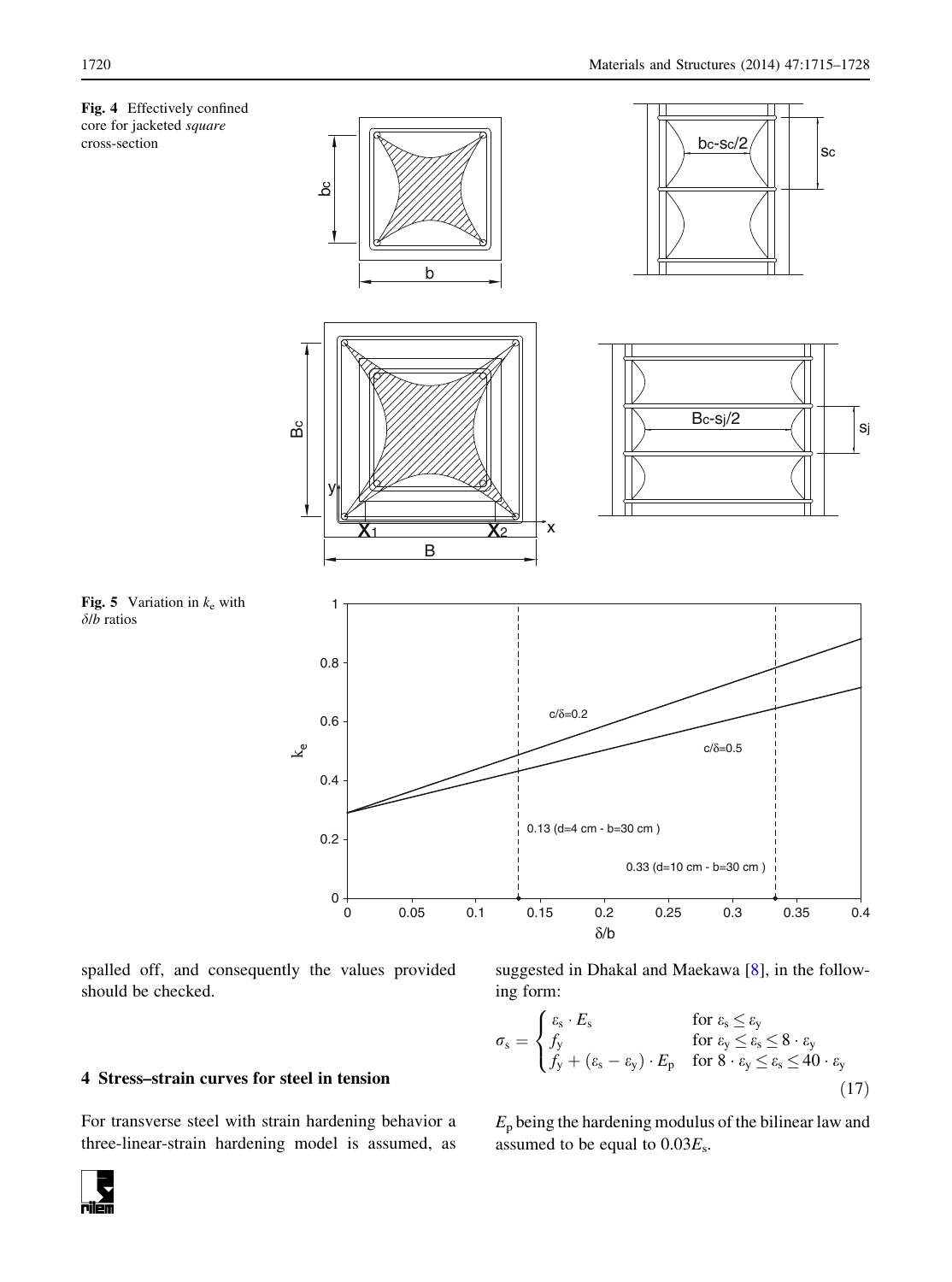Fig. 4 Effectively confined core for jacketed *square* cross-section

Fig. 5 Variation in $k_e$ with $\delta/b$ ratios

spalled off, and consequently the values provided should be checked.

## 4 Stress–strain curves for steel in tension

For transverse steel with strain hardening behavior a three-linear-strain hardening model is assumed, as suggested in Dhakal and Maekawa [8], in the following form:

$$\sigma_s = \begin{cases} \varepsilon_s \cdot E_s & \text{for } \varepsilon_s \leq \varepsilon_y \\ f_y & \text{for } \varepsilon_y \leq \varepsilon_s \leq 8 \cdot \varepsilon_y \\ f_y + (\varepsilon_s - \varepsilon_y) \cdot E_p & \text{for } 8 \cdot \varepsilon_y \leq \varepsilon_s \leq 40 \cdot \varepsilon_y \end{cases} \tag{17}$$

$E_p$ being the hardening modulus of the bilinear law and assumed to be equal to $0.03E_s$.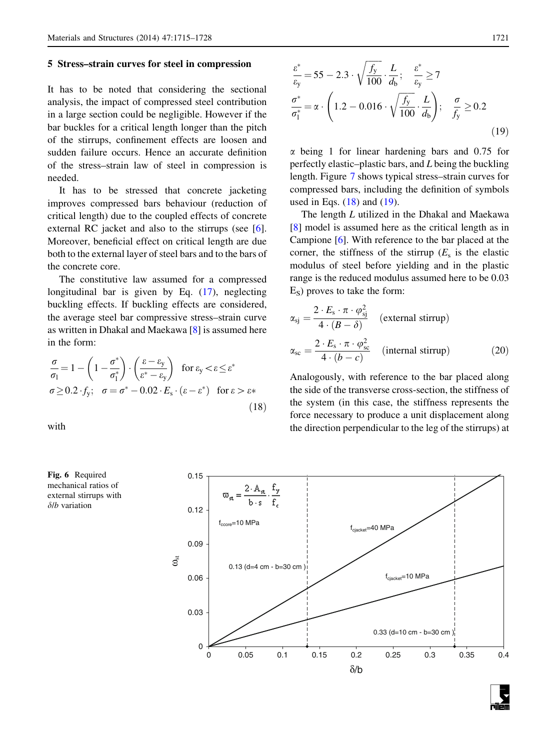## 5 Stress–strain curves for steel in compression

It has to be noted that considering the sectional analysis, the impact of compressed steel contribution in a large section could be negligible. However if the bar buckles for a critical length longer than the pitch of the stirrups, confinement effects are loosen and sudden failure occurs. Hence an accurate definition of the stress–strain law of steel in compression is needed.

It has to be stressed that concrete jacketing improves compressed bars behaviour (reduction of critical length) due to the coupled effects of concrete external RC jacket and also to the stirrups (see [6]. Moreover, beneficial effect on critical length are due both to the external layer of steel bars and to the bars of the concrete core.

The constitutive law assumed for a compressed longitudinal bar is given by Eq. (17), neglecting buckling effects. If buckling effects are considered, the average steel bar compressive stress–strain curve as written in Dhakal and Maekawa [8] is assumed here in the form:

$$\frac{\sigma}{\sigma_1} = 1 - \left(1 - \frac{\sigma^*}{\sigma_1^*}\right) \cdot \left(\frac{\varepsilon - \varepsilon_y}{\varepsilon^* - \varepsilon_y}\right) \quad \text{for } \varepsilon_y < \varepsilon \leq \varepsilon^*$$
$$\sigma \geq 0.2 \cdot f_y; \quad \sigma = \sigma^* - 0.02 \cdot E_s \cdot (\varepsilon - \varepsilon^*) \quad \text{for } \varepsilon > \varepsilon* \tag{18}$$

with

$$\frac{\varepsilon^*}{\varepsilon_y} = 55 - 2.3 \cdot \sqrt{\frac{f_y}{100}} \cdot \frac{L}{d_b}; \quad \frac{\varepsilon^*}{\varepsilon_y} \geq 7$$
$$\frac{\sigma^*}{\sigma_1^*} = \alpha \cdot \left(1.2 - 0.016 \cdot \sqrt{\frac{f_y}{100}} \cdot \frac{L}{d_b}\right); \quad \frac{\sigma}{f_y} \geq 0.2 \tag{19}$$

$\alpha$ being 1 for linear hardening bars and 0.75 for perfectly elastic–plastic bars, and $L$ being the buckling length. Figure 7 shows typical stress–strain curves for compressed bars, including the definition of symbols used in Eqs. (18) and (19).

The length $L$ utilized in the Dhakal and Maekawa [8] model is assumed here as the critical length as in Campione [6]. With reference to the bar placed at the corner, the stiffness of the stirrup ($E_s$ is the elastic modulus of steel before yielding and in the plastic range is the reduced modulus assumed here to be 0.03 $E_S$) proves to take the form:

$$\alpha_{sj} = \frac{2 \cdot E_s \cdot \pi \cdot \varphi_{sj}^2}{4 \cdot (B - \delta)} \quad \text{(external stirrup)}$$
$$\alpha_{sc} = \frac{2 \cdot E_s \cdot \pi \cdot \varphi_{sc}^2}{4 \cdot (b - c)} \quad \text{(internal stirrup)} \tag{20}$$

Analogously, with reference to the bar placed along the side of the transverse cross-section, the stiffness of the system (in this case, the stiffness represents the force necessary to produce a unit displacement along the direction perpendicular to the leg of the stirrups) at

**Fig. 6** Required mechanical ratios of external stirrups with $\delta/b$ variation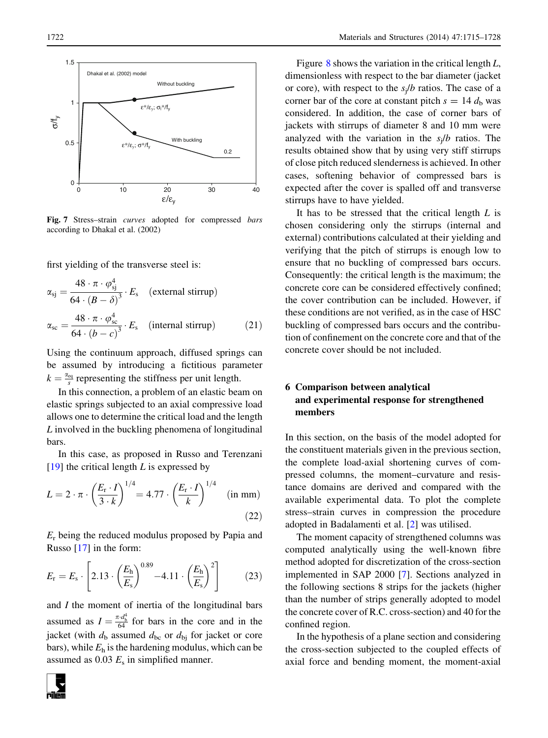1.5

Dhakal et al. (2002) model

Without buckling

$\varepsilon^*/\varepsilon_y$; $\sigma_l^*/f_y$

With buckling

$\varepsilon^*/\varepsilon_y$; $\sigma^*/f_y$

0.2

$\sigma/f_y$

$\varepsilon/\varepsilon_y$

0 10 20 30 40

0 0.5 1

**Fig. 7** Stress–strain *curves* adopted for compressed *bars* according to Dhakal et al. (2002)

first yielding of the transverse steel is:

$$\alpha_{sj} = \frac{48 \cdot \pi \cdot \varphi_{sj}^4}{64 \cdot (B - \delta)^3} \cdot E_s \quad \text{(external stirrup)}$$

$$\alpha_{sc} = \frac{48 \cdot \pi \cdot \varphi_{sc}^4}{64 \cdot (b - c)^3} \cdot E_s \quad \text{(internal stirrup)} \qquad (21)$$

Using the continuum approach, diffused springs can be assumed by introducing a fictitious parameter $k = \frac{\alpha_{eq}}{s}$ representing the stiffness per unit length.

In this connection, a problem of an elastic beam on elastic springs subjected to an axial compressive load allows one to determine the critical load and the length $L$ involved in the buckling phenomena of longitudinal bars.

In this case, as proposed in Russo and Terenzani [19] the critical length $L$ is expressed by

$$L = 2 \cdot \pi \cdot \left(\frac{E_r \cdot I}{3 \cdot k}\right)^{1/4} = 4.77 \cdot \left(\frac{E_r \cdot I}{k}\right)^{1/4} \quad \text{(in mm)} \qquad (22)$$

$E_r$ being the reduced modulus proposed by Papia and Russo [17] in the form:

$$E_r = E_s \cdot \left[2.13 \cdot \left(\frac{E_h}{E_s}\right)^{0.89} - 4.11 \cdot \left(\frac{E_h}{E_s}\right)^2\right] \qquad (23)$$

and $I$ the moment of inertia of the longitudinal bars assumed as $I = \frac{\pi \cdot d_b^4}{64}$ for bars in the core and in the jacket (with $d_b$ assumed $d_{bc}$ or $d_{bj}$ for jacket or core bars), while $E_h$ is the hardening modulus, which can be assumed as $0.03\ E_s$ in simplified manner.

Figure 8 shows the variation in the critical length $L$, dimensionless with respect to the bar diameter (jacket or core), with respect to the $s_j/b$ ratios. The case of a corner bar of the core at constant pitch $s = 14\ d_b$ was considered. In addition, the case of corner bars of jackets with stirrups of diameter 8 and 10 mm were analyzed with the variation in the $s_j/b$ ratios. The results obtained show that by using very stiff stirrups of close pitch reduced slenderness is achieved. In other cases, softening behavior of compressed bars is expected after the cover is spalled off and transverse stirrups have to have yielded.

It has to be stressed that the critical length $L$ is chosen considering only the stirrups (internal and external) contributions calculated at their yielding and verifying that the pitch of stirrups is enough low to ensure that no buckling of compressed bars occurs. Consequently: the critical length is the maximum; the concrete core can be considered effectively confined; the cover contribution can be included. However, if these conditions are not verified, as in the case of HSC buckling of compressed bars occurs and the contribution of confinement on the concrete core and that of the concrete cover should be not included.

## 6 Comparison between analytical and experimental response for strengthened members

In this section, on the basis of the model adopted for the constituent materials given in the previous section, the complete load-axial shortening curves of compressed columns, the moment–curvature and resistance domains are derived and compared with the available experimental data. To plot the complete stress–strain curves in compression the procedure adopted in Badalamenti et al. [2] was utilised.

The moment capacity of strengthened columns was computed analytically using the well-known fibre method adopted for discretization of the cross-section implemented in SAP 2000 [7]. Sections analyzed in the following sections 8 strips for the jackets (higher than the number of strips generally adopted to model the concrete cover of R.C. cross-section) and 40 for the confined region.

In the hypothesis of a plane section and considering the cross-section subjected to the coupled effects of axial force and bending moment, the moment-axial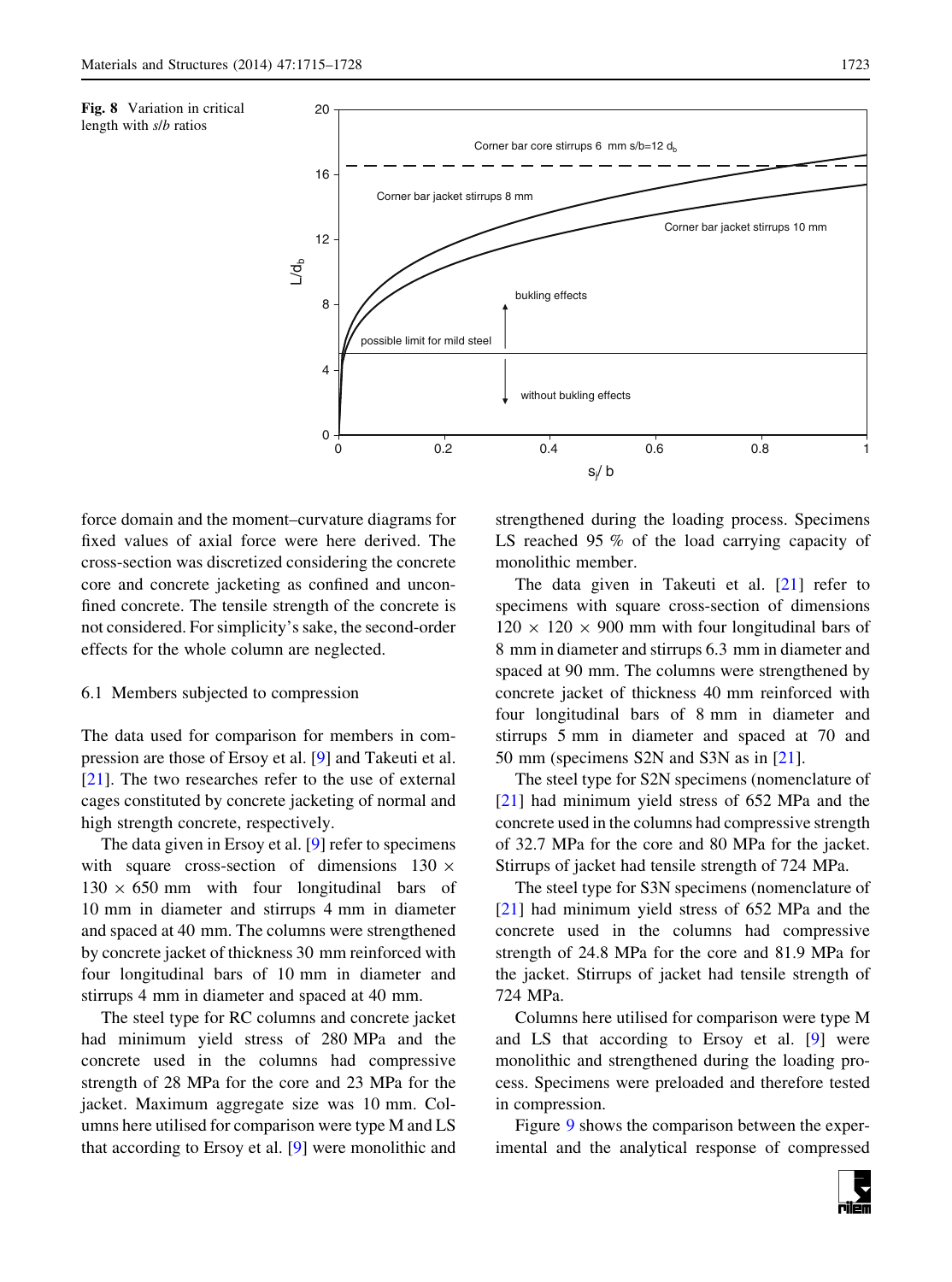**Fig. 8** Variation in critical length with *s*/*b* ratios

force domain and the moment–curvature diagrams for fixed values of axial force were here derived. The cross-section was discretized considering the concrete core and concrete jacketing as confined and unconfined concrete. The tensile strength of the concrete is not considered. For simplicity's sake, the second-order effects for the whole column are neglected.

### 6.1 Members subjected to compression

The data used for comparison for members in compression are those of Ersoy et al. [9] and Takeuti et al. [21]. The two researches refer to the use of external cages constituted by concrete jacketing of normal and high strength concrete, respectively.

The data given in Ersoy et al. [9] refer to specimens with square cross-section of dimensions 130 × 130 × 650 mm with four longitudinal bars of 10 mm in diameter and stirrups 4 mm in diameter and spaced at 40 mm. The columns were strengthened by concrete jacket of thickness 30 mm reinforced with four longitudinal bars of 10 mm in diameter and stirrups 4 mm in diameter and spaced at 40 mm.

The steel type for RC columns and concrete jacket had minimum yield stress of 280 MPa and the concrete used in the columns had compressive strength of 28 MPa for the core and 23 MPa for the jacket. Maximum aggregate size was 10 mm. Columns here utilised for comparison were type M and LS that according to Ersoy et al. [9] were monolithic and strengthened during the loading process. Specimens LS reached 95 % of the load carrying capacity of monolithic member.

The data given in Takeuti et al. [21] refer to specimens with square cross-section of dimensions 120 × 120 × 900 mm with four longitudinal bars of 8 mm in diameter and stirrups 6.3 mm in diameter and spaced at 90 mm. The columns were strengthened by concrete jacket of thickness 40 mm reinforced with four longitudinal bars of 8 mm in diameter and stirrups 5 mm in diameter and spaced at 70 and 50 mm (specimens S2N and S3N as in [21].

The steel type for S2N specimens (nomenclature of [21] had minimum yield stress of 652 MPa and the concrete used in the columns had compressive strength of 32.7 MPa for the core and 80 MPa for the jacket. Stirrups of jacket had tensile strength of 724 MPa.

The steel type for S3N specimens (nomenclature of [21] had minimum yield stress of 652 MPa and the concrete used in the columns had compressive strength of 24.8 MPa for the core and 81.9 MPa for the jacket. Stirrups of jacket had tensile strength of 724 MPa.

Columns here utilised for comparison were type M and LS that according to Ersoy et al. [9] were monolithic and strengthened during the loading process. Specimens were preloaded and therefore tested in compression.

Figure 9 shows the comparison between the experimental and the analytical response of compressed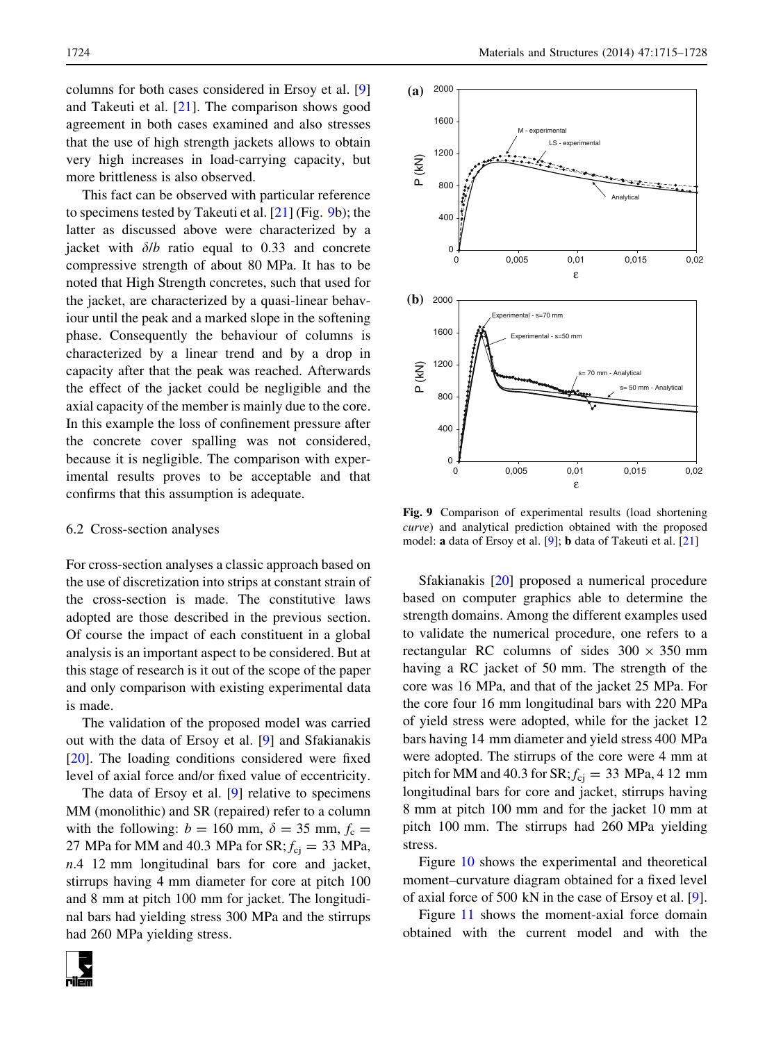columns for both cases considered in Ersoy et al. [9] and Takeuti et al. [21]. The comparison shows good agreement in both cases examined and also stresses that the use of high strength jackets allows to obtain very high increases in load-carrying capacity, but more brittleness is also observed.

This fact can be observed with particular reference to specimens tested by Takeuti et al. [21] (Fig. 9b); the latter as discussed above were characterized by a jacket with $\delta/b$ ratio equal to 0.33 and concrete compressive strength of about 80 MPa. It has to be noted that High Strength concretes, such that used for the jacket, are characterized by a quasi-linear behaviour until the peak and a marked slope in the softening phase. Consequently the behaviour of columns is characterized by a linear trend and by a drop in capacity after that the peak was reached. Afterwards the effect of the jacket could be negligible and the axial capacity of the member is mainly due to the core. In this example the loss of confinement pressure after the concrete cover spalling was not considered, because it is negligible. The comparison with experimental results proves to be acceptable and that confirms that this assumption is adequate.

### 6.2 Cross-section analyses

For cross-section analyses a classic approach based on the use of discretization into strips at constant strain of the cross-section is made. The constitutive laws adopted are those described in the previous section. Of course the impact of each constituent in a global analysis is an important aspect to be considered. But at this stage of research is it out of the scope of the paper and only comparison with existing experimental data is made.

The validation of the proposed model was carried out with the data of Ersoy et al. [9] and Sfakianakis [20]. The loading conditions considered were fixed level of axial force and/or fixed value of eccentricity.

The data of Ersoy et al. [9] relative to specimens MM (monolithic) and SR (repaired) refer to a column with the following: $b = 160$ mm, $\delta = 35$ mm, $f_c = 27$ MPa for MM and 40.3 MPa for SR; $f_{cj} = 33$ MPa, $n$.4 12 mm longitudinal bars for core and jacket, stirrups having 4 mm diameter for core at pitch 100 and 8 mm at pitch 100 mm for jacket. The longitudinal bars had yielding stress 300 MPa and the stirrups had 260 MPa yielding stress.

**Fig. 9** Comparison of experimental results (load shortening *curve*) and analytical prediction obtained with the proposed model: **a** data of Ersoy et al. [9]; **b** data of Takeuti et al. [21]

Sfakianakis [20] proposed a numerical procedure based on computer graphics able to determine the strength domains. Among the different examples used to validate the numerical procedure, one refers to a rectangular RC columns of sides 300 × 350 mm having a RC jacket of 50 mm. The strength of the core was 16 MPa, and that of the jacket 25 MPa. For the core four 16 mm longitudinal bars with 220 MPa of yield stress were adopted, while for the jacket 12 bars having 14 mm diameter and yield stress 400 MPa were adopted. The stirrups of the core were 4 mm at pitch for MM and 40.3 for SR; $f_{cj} = 33$ MPa, 4 12 mm longitudinal bars for core and jacket, stirrups having 8 mm at pitch 100 mm and for the jacket 10 mm at pitch 100 mm. The stirrups had 260 MPa yielding stress.

Figure 10 shows the experimental and theoretical moment–curvature diagram obtained for a fixed level of axial force of 500 kN in the case of Ersoy et al. [9].

Figure 11 shows the moment-axial force domain obtained with the current model and with the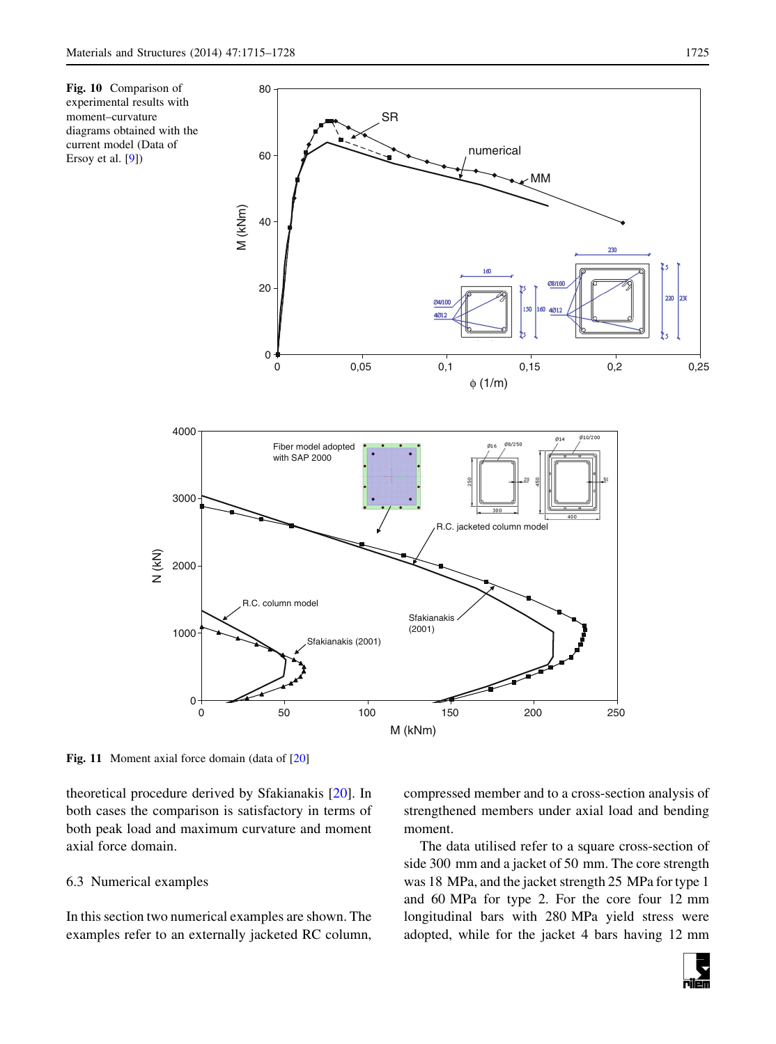**Fig. 10** Comparison of experimental results with moment–curvature diagrams obtained with the current model (Data of Ersoy et al. [9])

**Fig. 11** Moment axial force domain (data of [20]

theoretical procedure derived by Sfakianakis [20]. In both cases the comparison is satisfactory in terms of both peak load and maximum curvature and moment axial force domain.

### 6.3 Numerical examples

In this section two numerical examples are shown. The examples refer to an externally jacketed RC column, compressed member and to a cross-section analysis of strengthened members under axial load and bending moment.

The data utilised refer to a square cross-section of side 300 mm and a jacket of 50 mm. The core strength was 18 MPa, and the jacket strength 25 MPa for type 1 and 60 MPa for type 2. For the core four 12 mm longitudinal bars with 280 MPa yield stress were adopted, while for the jacket 4 bars having 12 mm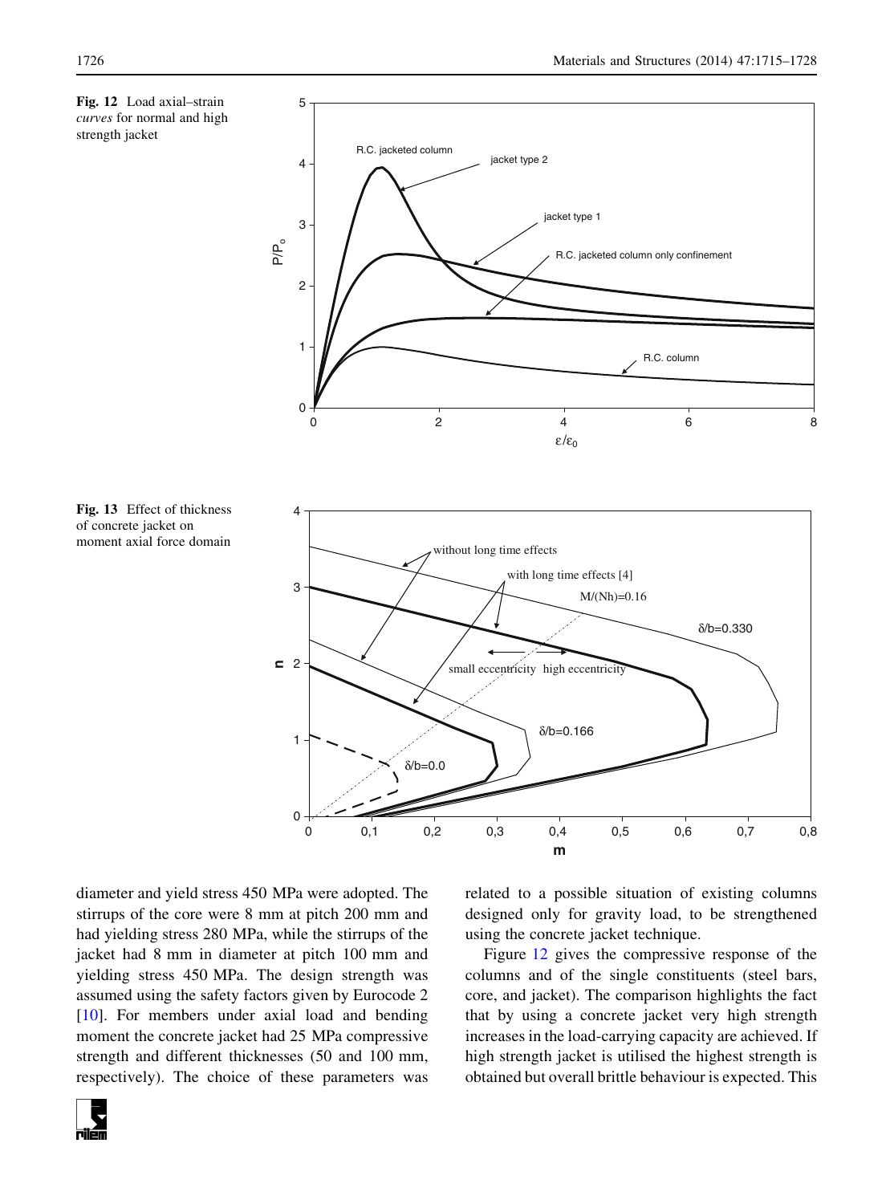**Fig. 12** Load axial–strain *curves* for normal and high strength jacket

**Fig. 13** Effect of thickness of concrete jacket on moment axial force domain

diameter and yield stress 450 MPa were adopted. The stirrups of the core were 8 mm at pitch 200 mm and had yielding stress 280 MPa, while the stirrups of the jacket had 8 mm in diameter at pitch 100 mm and yielding stress 450 MPa. The design strength was assumed using the safety factors given by Eurocode 2 [10]. For members under axial load and bending moment the concrete jacket had 25 MPa compressive strength and different thicknesses (50 and 100 mm, respectively). The choice of these parameters was related to a possible situation of existing columns designed only for gravity load, to be strengthened using the concrete jacket technique.

Figure 12 gives the compressive response of the columns and of the single constituents (steel bars, core, and jacket). The comparison highlights the fact that by using a concrete jacket very high strength increases in the load-carrying capacity are achieved. If high strength jacket is utilised the highest strength is obtained but overall brittle behaviour is expected. This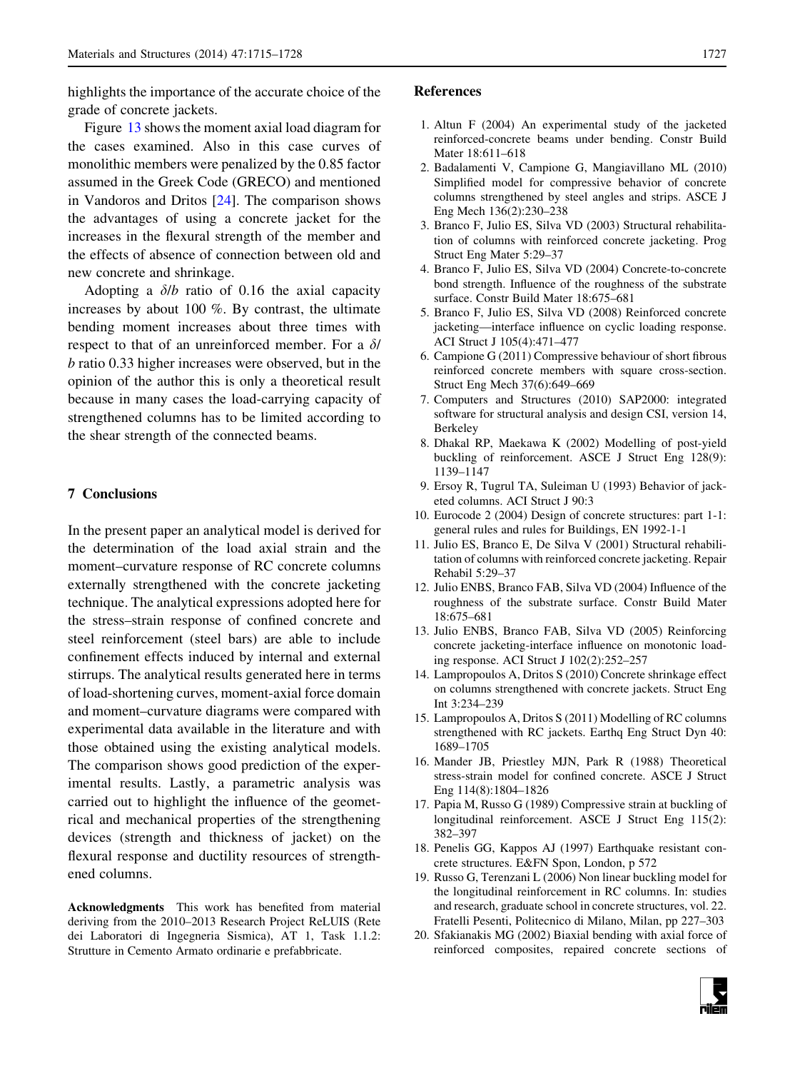highlights the importance of the accurate choice of the grade of concrete jackets.

Figure 13 shows the moment axial load diagram for the cases examined. Also in this case curves of monolithic members were penalized by the 0.85 factor assumed in the Greek Code (GRECO) and mentioned in Vandoros and Dritos [24]. The comparison shows the advantages of using a concrete jacket for the increases in the flexural strength of the member and the effects of absence of connection between old and new concrete and shrinkage.

Adopting a $\delta/b$ ratio of 0.16 the axial capacity increases by about 100 %. By contrast, the ultimate bending moment increases about three times with respect to that of an unreinforced member. For a $\delta/b$ ratio 0.33 higher increases were observed, but in the opinion of the author this is only a theoretical result because in many cases the load-carrying capacity of strengthened columns has to be limited according to the shear strength of the connected beams.

## 7 Conclusions

In the present paper an analytical model is derived for the determination of the load axial strain and the moment–curvature response of RC concrete columns externally strengthened with the concrete jacketing technique. The analytical expressions adopted here for the stress–strain response of confined concrete and steel reinforcement (steel bars) are able to include confinement effects induced by internal and external stirrups. The analytical results generated here in terms of load-shortening curves, moment-axial force domain and moment–curvature diagrams were compared with experimental data available in the literature and with those obtained using the existing analytical models. The comparison shows good prediction of the experimental results. Lastly, a parametric analysis was carried out to highlight the influence of the geometrical and mechanical properties of the strengthening devices (strength and thickness of jacket) on the flexural response and ductility resources of strengthened columns.

**Acknowledgments** This work has benefited from material deriving from the 2010–2013 Research Project ReLUIS (Rete dei Laboratori di Ingegneria Sismica), AT 1, Task 1.1.2: Strutture in Cemento Armato ordinarie e prefabbricate.

## References

1. Altun F (2004) An experimental study of the jacketed reinforced-concrete beams under bending. Constr Build Mater 18:611–618
2. Badalamenti V, Campione G, Mangiavillano ML (2010) Simplified model for compressive behavior of concrete columns strengthened by steel angles and strips. ASCE J Eng Mech 136(2):230–238
3. Branco F, Julio ES, Silva VD (2003) Structural rehabilitation of columns with reinforced concrete jacketing. Prog Struct Eng Mater 5:29–37
4. Branco F, Julio ES, Silva VD (2004) Concrete-to-concrete bond strength. Influence of the roughness of the substrate surface. Constr Build Mater 18:675–681
5. Branco F, Julio ES, Silva VD (2008) Reinforced concrete jacketing—interface influence on cyclic loading response. ACI Struct J 105(4):471–477
6. Campione G (2011) Compressive behaviour of short fibrous reinforced concrete members with square cross-section. Struct Eng Mech 37(6):649–669
7. Computers and Structures (2010) SAP2000: integrated software for structural analysis and design CSI, version 14, Berkeley
8. Dhakal RP, Maekawa K (2002) Modelling of post-yield buckling of reinforcement. ASCE J Struct Eng 128(9): 1139–1147
9. Ersoy R, Tugrul TA, Suleiman U (1993) Behavior of jacketed columns. ACI Struct J 90:3
10. Eurocode 2 (2004) Design of concrete structures: part 1-1: general rules and rules for Buildings, EN 1992-1-1
11. Julio ES, Branco E, De Silva V (2001) Structural rehabilitation of columns with reinforced concrete jacketing. Repair Rehabil 5:29–37
12. Julio ENBS, Branco FAB, Silva VD (2004) Influence of the roughness of the substrate surface. Constr Build Mater 18:675–681
13. Julio ENBS, Branco FAB, Silva VD (2005) Reinforcing concrete jacketing-interface influence on monotonic loading response. ACI Struct J 102(2):252–257
14. Lampropoulos A, Dritos S (2010) Concrete shrinkage effect on columns strengthened with concrete jackets. Struct Eng Int 3:234–239
15. Lampropoulos A, Dritos S (2011) Modelling of RC columns strengthened with RC jackets. Earthq Eng Struct Dyn 40: 1689–1705
16. Mander JB, Priestley MJN, Park R (1988) Theoretical stress-strain model for confined concrete. ASCE J Struct Eng 114(8):1804–1826
17. Papia M, Russo G (1989) Compressive strain at buckling of longitudinal reinforcement. ASCE J Struct Eng 115(2): 382–397
18. Penelis GG, Kappos AJ (1997) Earthquake resistant concrete structures. E&FN Spon, London, p 572
19. Russo G, Terenzani L (2006) Non linear buckling model for the longitudinal reinforcement in RC columns. In: studies and research, graduate school in concrete structures, vol. 22. Fratelli Pesenti, Politecnico di Milano, Milan, pp 227–303
20. Sfakianakis MG (2002) Biaxial bending with axial force of reinforced composites, repaired concrete sections of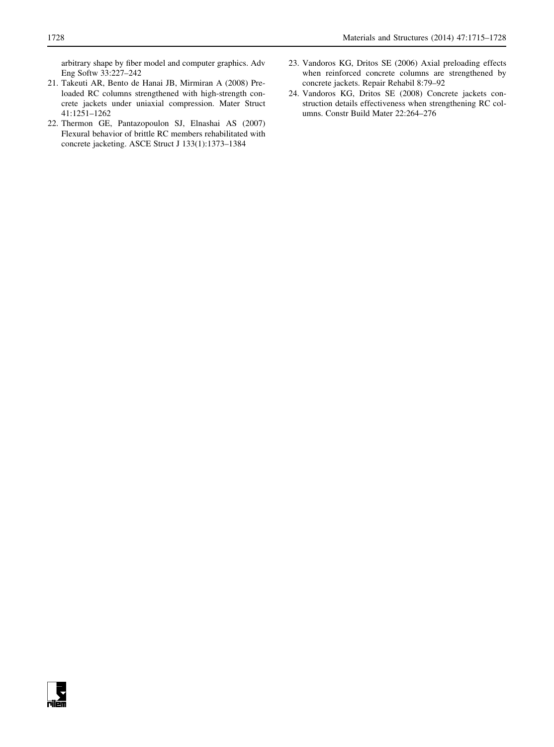arbitrary shape by fiber model and computer graphics. Adv Eng Softw 33:227–242

21. Takeuti AR, Bento de Hanai JB, Mirmiran A (2008) Preloaded RC columns strengthened with high-strength concrete jackets under uniaxial compression. Mater Struct 41:1251–1262
22. Thermon GE, Pantazopoulon SJ, Elnashai AS (2007) Flexural behavior of brittle RC members rehabilitated with concrete jacketing. ASCE Struct J 133(1):1373–1384
23. Vandoros KG, Dritos SE (2006) Axial preloading effects when reinforced concrete columns are strengthened by concrete jackets. Repair Rehabil 8:79–92
24. Vandoros KG, Dritos SE (2008) Concrete jackets construction details effectiveness when strengthening RC columns. Constr Build Mater 22:264–276